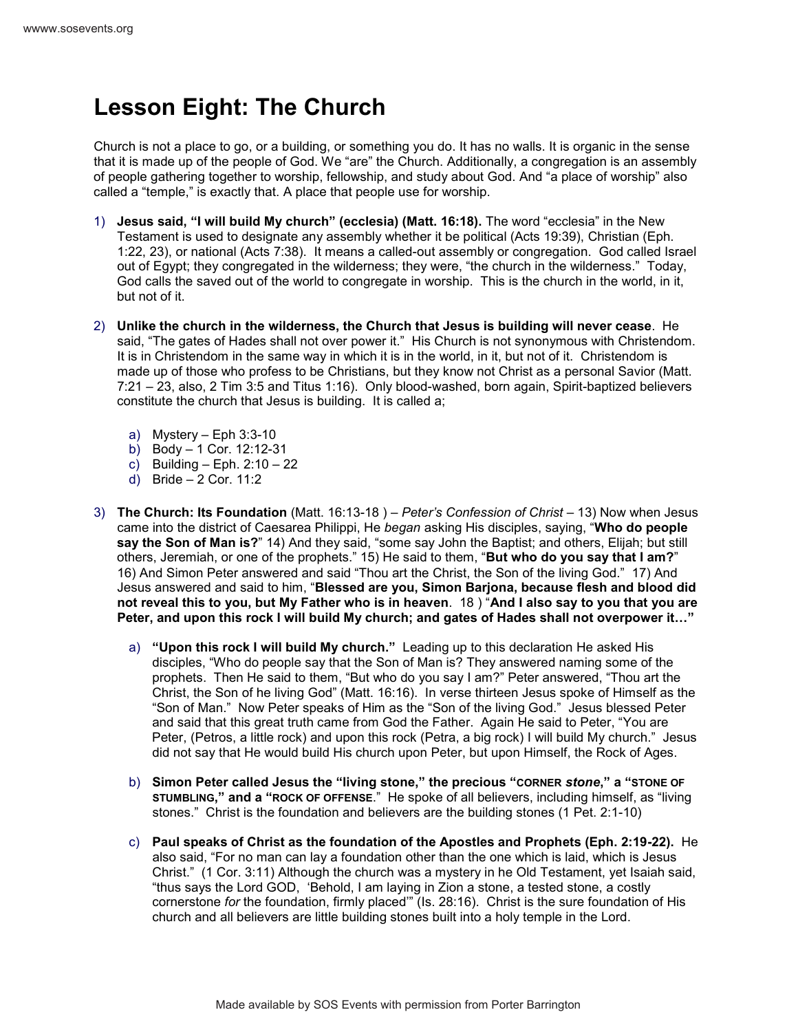# Lesson Eight: The Church

Church is not a place to go, or a building, or something you do. It has no walls. It is organic in the sense that it is made up of the people of God. We "are" the Church. Additionally, a congregation is an assembly of people gathering together to worship, fellowship, and study about God. And "a place of worship" also called a "temple," is exactly that. A place that people use for worship.

1) **Jesus said, "I will build My church" (ecclesia) (Matt. 16:18).** The word "ecclesia" in the New Testament is used to designate any assembly whether it be political (Acts 19:39), Christian (Eph. 1:22, 23), or national (Acts 7:38). It means a called-out assembly or congregation. God called Israel out of Egypt; they congregated in the wilderness; they were, "the church in the wilderness." Today, God calls the saved out of the world to congregate in worship. This is the church in the world, in it, but not of it.

2) **Unlike the church in the wilderness, the Church that Jesus is building will never cease**. He said, "The gates of Hades shall not over power it." His Church is not synonymous with Christendom. It is in Christendom in the same way in which it is in the world, in it, but not of it. Christendom is made up of those who profess to be Christians, but they know not Christ as a personal Savior (Matt. 7:21 – 23, also, 2 Tim 3:5 and Titus 1:16). Only blood-washed, born again, Spirit-baptized believers constitute the church that Jesus is building. It is called a;

   a) Mystery – Eph 3:3-10
   b) Body – 1 Cor. 12:12-31
   c) Building – Eph. 2:10 – 22
   d) Bride – 2 Cor. 11:2

3) **The Church: Its Foundation** (Matt. 16:13-18 ) – *Peter's Confession of Christ* – 13) Now when Jesus came into the district of Caesarea Philippi, He *began* asking His disciples, saying, "**Who do people say the Son of Man is?**" 14) And they said, "some say John the Baptist; and others, Elijah; but still others, Jeremiah, or one of the prophets." 15) He said to them, "**But who do you say that I am?**" 16) And Simon Peter answered and said "Thou art the Christ, the Son of the living God." 17) And Jesus answered and said to him, "**Blessed are you, Simon Barjona, because flesh and blood did not reveal this to you, but My Father who is in heaven**. 18 ) "**And I also say to you that you are Peter, and upon this rock I will build My church; and gates of Hades shall not overpower it…"**

   a) **"Upon this rock I will build My church."** Leading up to this declaration He asked His disciples, "Who do people say that the Son of Man is? They answered naming some of the prophets. Then He said to them, "But who do you say I am?" Peter answered, "Thou art the Christ, the Son of he living God" (Matt. 16:16). In verse thirteen Jesus spoke of Himself as the "Son of Man." Now Peter speaks of Him as the "Son of the living God." Jesus blessed Peter and said that this great truth came from God the Father. Again He said to Peter, "You are Peter, (Petros, a little rock) and upon this rock (Petra, a big rock) I will build My church." Jesus did not say that He would build His church upon Peter, but upon Himself, the Rock of Ages.

   b) **Simon Peter called Jesus the "living stone," the precious "CORNER *stone*," a "STONE OF STUMBLING," and a "ROCK OF OFFENSE**." He spoke of all believers, including himself, as "living stones." Christ is the foundation and believers are the building stones (1 Pet. 2:1-10)

   c) **Paul speaks of Christ as the foundation of the Apostles and Prophets (Eph. 2:19-22).** He also said, "For no man can lay a foundation other than the one which is laid, which is Jesus Christ." (1 Cor. 3:11) Although the church was a mystery in he Old Testament, yet Isaiah said, "thus says the Lord GOD, 'Behold, I am laying in Zion a stone, a tested stone, a costly cornerstone *for* the foundation, firmly placed'" (Is. 28:16). Christ is the sure foundation of His church and all believers are little building stones built into a holy temple in the Lord.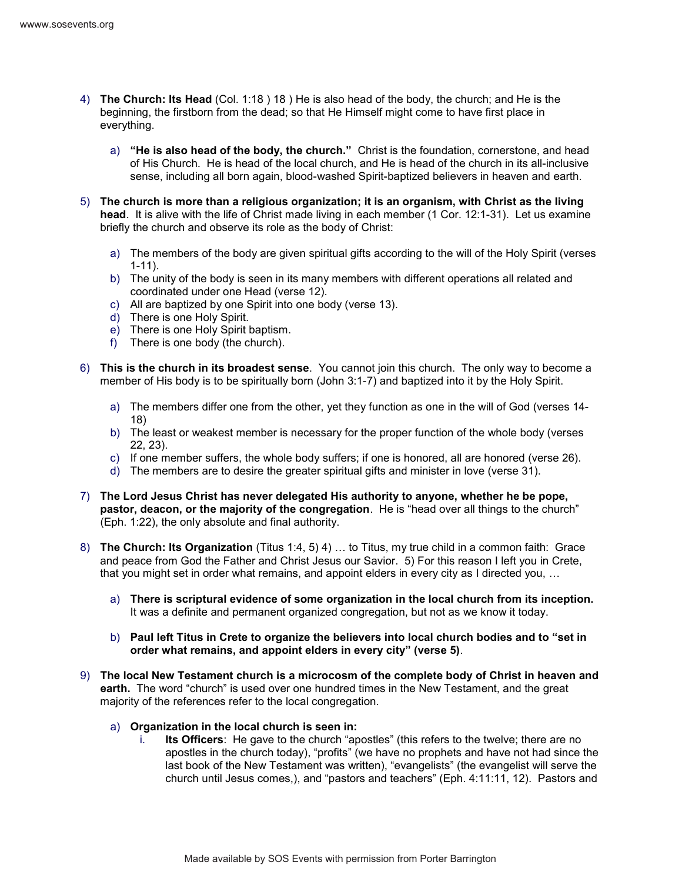4) **The Church: Its Head** (Col. 1:18 ) 18 ) He is also head of the body, the church; and He is the beginning, the firstborn from the dead; so that He Himself might come to have first place in everything.

   a) **"He is also head of the body, the church."** Christ is the foundation, cornerstone, and head of His Church. He is head of the local church, and He is head of the church in its all-inclusive sense, including all born again, blood-washed Spirit-baptized believers in heaven and earth.

5) **The church is more than a religious organization; it is an organism, with Christ as the living head**. It is alive with the life of Christ made living in each member (1 Cor. 12:1-31). Let us examine briefly the church and observe its role as the body of Christ:

   a) The members of the body are given spiritual gifts according to the will of the Holy Spirit (verses 1-11).
   b) The unity of the body is seen in its many members with different operations all related and coordinated under one Head (verse 12).
   c) All are baptized by one Spirit into one body (verse 13).
   d) There is one Holy Spirit.
   e) There is one Holy Spirit baptism.
   f) There is one body (the church).

6) **This is the church in its broadest sense**. You cannot join this church. The only way to become a member of His body is to be spiritually born (John 3:1-7) and baptized into it by the Holy Spirit.

   a) The members differ one from the other, yet they function as one in the will of God (verses 14-18)
   b) The least or weakest member is necessary for the proper function of the whole body (verses 22, 23).
   c) If one member suffers, the whole body suffers; if one is honored, all are honored (verse 26).
   d) The members are to desire the greater spiritual gifts and minister in love (verse 31).

7) **The Lord Jesus Christ has never delegated His authority to anyone, whether he be pope, pastor, deacon, or the majority of the congregation**. He is "head over all things to the church" (Eph. 1:22), the only absolute and final authority.

8) **The Church: Its Organization** (Titus 1:4, 5) 4) … to Titus, my true child in a common faith: Grace and peace from God the Father and Christ Jesus our Savior. 5) For this reason I left you in Crete, that you might set in order what remains, and appoint elders in every city as I directed you, …

   a) **There is scriptural evidence of some organization in the local church from its inception.** It was a definite and permanent organized congregation, but not as we know it today.

   b) **Paul left Titus in Crete to organize the believers into local church bodies and to "set in order what remains, and appoint elders in every city" (verse 5)**.

9) **The local New Testament church is a microcosm of the complete body of Christ in heaven and earth.** The word "church" is used over one hundred times in the New Testament, and the great majority of the references refer to the local congregation.

   a) **Organization in the local church is seen in:**
      i. **Its Officers**: He gave to the church "apostles" (this refers to the twelve; there are no apostles in the church today), "profits" (we have no prophets and have not had since the last book of the New Testament was written), "evangelists" (the evangelist will serve the church until Jesus comes,), and "pastors and teachers" (Eph. 4:11:11, 12). Pastors and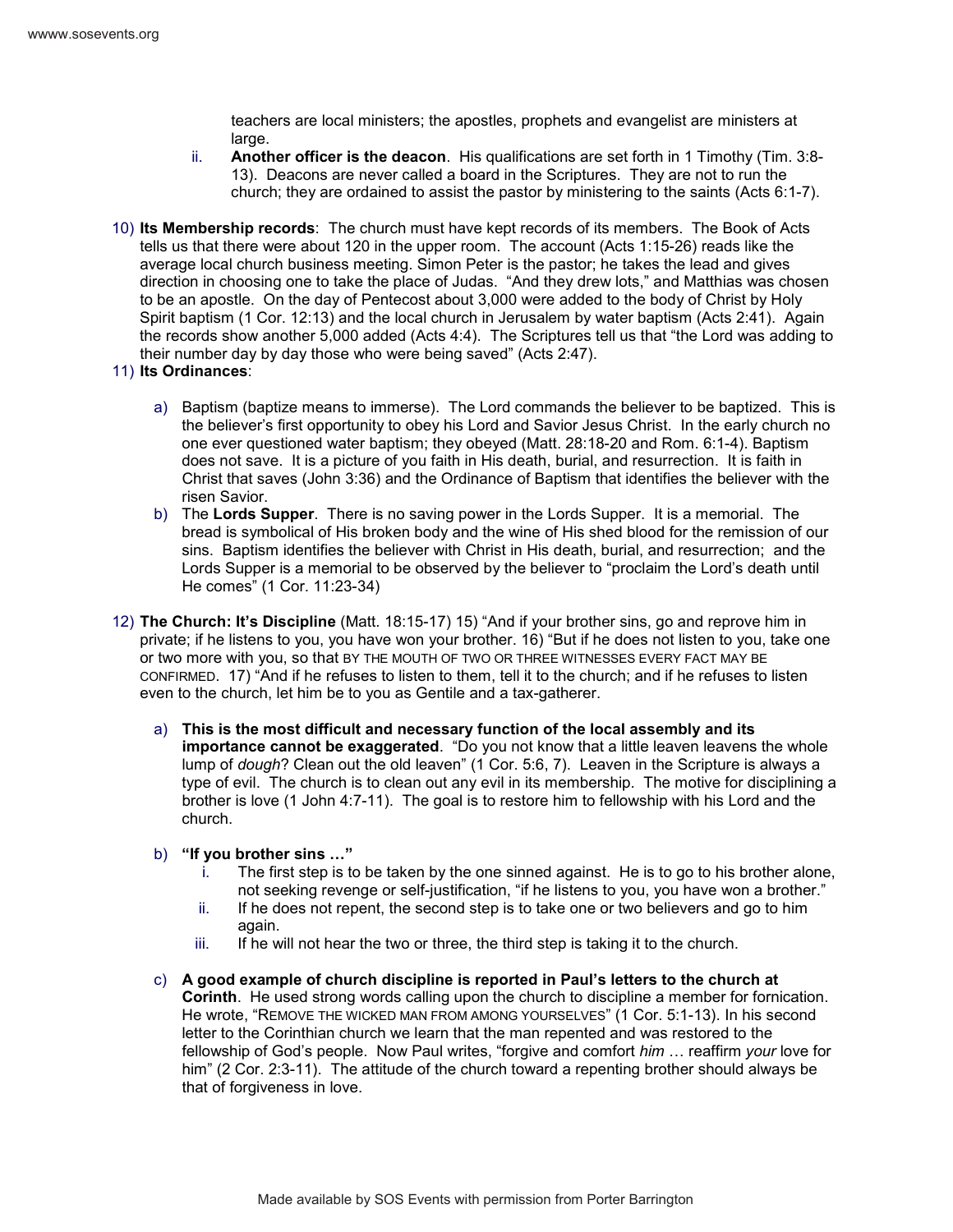teachers are local ministers; the apostles, prophets and evangelist are ministers at large.

ii. **Another officer is the deacon**. His qualifications are set forth in 1 Timothy (Tim. 3:8-13). Deacons are never called a board in the Scriptures. They are not to run the church; they are ordained to assist the pastor by ministering to the saints (Acts 6:1-7).

10) **Its Membership records**: The church must have kept records of its members. The Book of Acts tells us that there were about 120 in the upper room. The account (Acts 1:15-26) reads like the average local church business meeting. Simon Peter is the pastor; he takes the lead and gives direction in choosing one to take the place of Judas. "And they drew lots," and Matthias was chosen to be an apostle. On the day of Pentecost about 3,000 were added to the body of Christ by Holy Spirit baptism (1 Cor. 12:13) and the local church in Jerusalem by water baptism (Acts 2:41). Again the records show another 5,000 added (Acts 4:4). The Scriptures tell us that "the Lord was adding to their number day by day those who were being saved" (Acts 2:47).

11) **Its Ordinances**:

a) Baptism (baptize means to immerse). The Lord commands the believer to be baptized. This is the believer's first opportunity to obey his Lord and Savior Jesus Christ. In the early church no one ever questioned water baptism; they obeyed (Matt. 28:18-20 and Rom. 6:1-4). Baptism does not save. It is a picture of you faith in His death, burial, and resurrection. It is faith in Christ that saves (John 3:36) and the Ordinance of Baptism that identifies the believer with the risen Savior.

b) The **Lords Supper**. There is no saving power in the Lords Supper. It is a memorial. The bread is symbolical of His broken body and the wine of His shed blood for the remission of our sins. Baptism identifies the believer with Christ in His death, burial, and resurrection; and the Lords Supper is a memorial to be observed by the believer to "proclaim the Lord's death until He comes" (1 Cor. 11:23-34)

12) **The Church: It's Discipline** (Matt. 18:15-17) 15) "And if your brother sins, go and reprove him in private; if he listens to you, you have won your brother. 16) "But if he does not listen to you, take one or two more with you, so that BY THE MOUTH OF TWO OR THREE WITNESSES EVERY FACT MAY BE CONFIRMED. 17) "And if he refuses to listen to them, tell it to the church; and if he refuses to listen even to the church, let him be to you as Gentile and a tax-gatherer.

a) **This is the most difficult and necessary function of the local assembly and its importance cannot be exaggerated**. "Do you not know that a little leaven leavens the whole lump of *dough*? Clean out the old leaven" (1 Cor. 5:6, 7). Leaven in the Scripture is always a type of evil. The church is to clean out any evil in its membership. The motive for disciplining a brother is love (1 John 4:7-11). The goal is to restore him to fellowship with his Lord and the church.

b) **"If you brother sins …"**

i. The first step is to be taken by the one sinned against. He is to go to his brother alone, not seeking revenge or self-justification, "if he listens to you, you have won a brother."

ii. If he does not repent, the second step is to take one or two believers and go to him again.

iii. If he will not hear the two or three, the third step is taking it to the church.

c) **A good example of church discipline is reported in Paul's letters to the church at Corinth**. He used strong words calling upon the church to discipline a member for fornication. He wrote, "REMOVE THE WICKED MAN FROM AMONG YOURSELVES" (1 Cor. 5:1-13). In his second letter to the Corinthian church we learn that the man repented and was restored to the fellowship of God's people. Now Paul writes, "forgive and comfort *him* … reaffirm *your* love for him" (2 Cor. 2:3-11). The attitude of the church toward a repenting brother should always be that of forgiveness in love.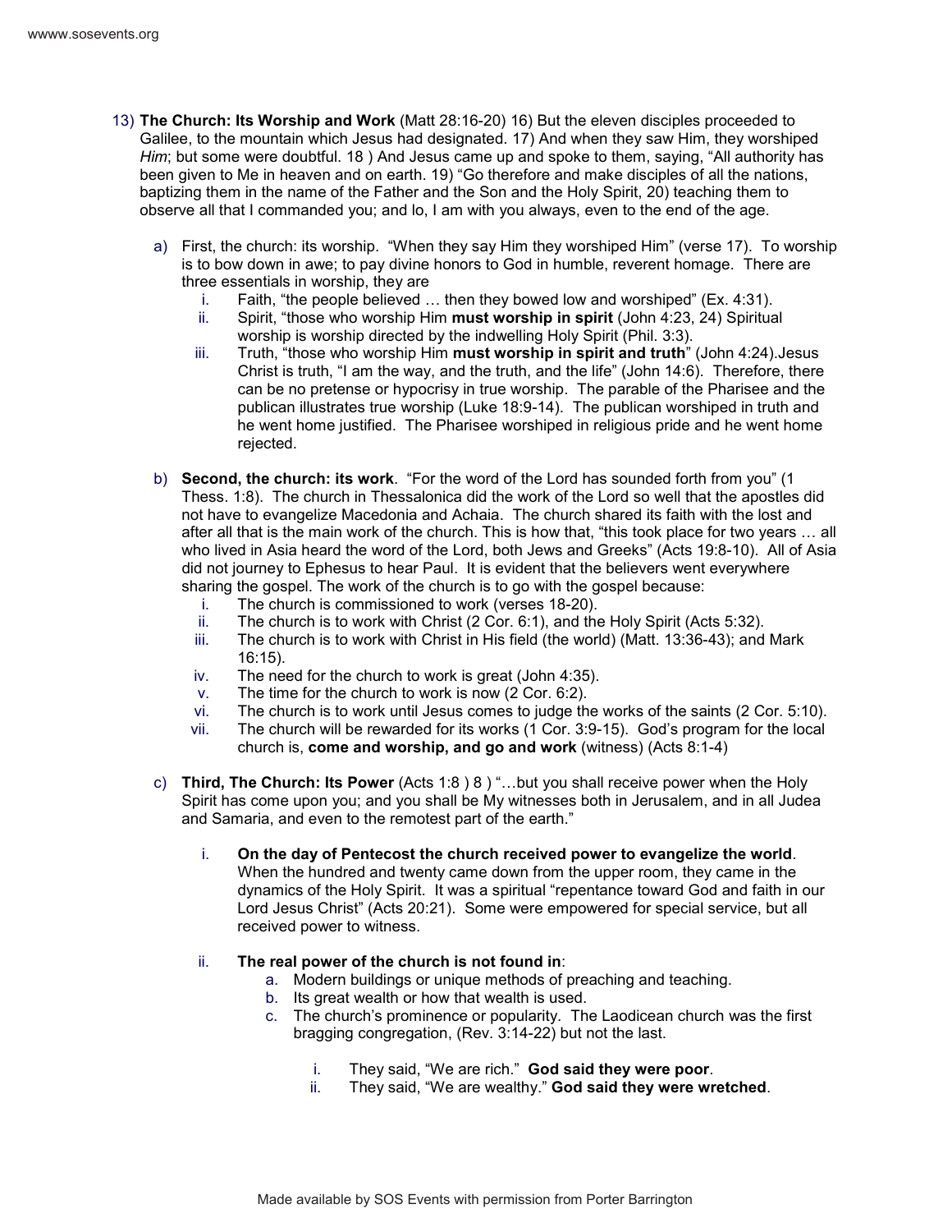13) **The Church: Its Worship and Work** (Matt 28:16-20) 16) But the eleven disciples proceeded to Galilee, to the mountain which Jesus had designated. 17) And when they saw Him, they worshiped *Him*; but some were doubtful. 18 ) And Jesus came up and spoke to them, saying, "All authority has been given to Me in heaven and on earth. 19) "Go therefore and make disciples of all the nations, baptizing them in the name of the Father and the Son and the Holy Spirit, 20) teaching them to observe all that I commanded you; and lo, I am with you always, even to the end of the age.

   a) First, the church: its worship. "When they say Him they worshiped Him" (verse 17). To worship is to bow down in awe; to pay divine honors to God in humble, reverent homage. There are three essentials in worship, they are
      i. Faith, "the people believed … then they bowed low and worshiped" (Ex. 4:31).
      ii. Spirit, "those who worship Him **must worship in spirit** (John 4:23, 24) Spiritual worship is worship directed by the indwelling Holy Spirit (Phil. 3:3).
      iii. Truth, "those who worship Him **must worship in spirit and truth**" (John 4:24).Jesus Christ is truth, "I am the way, and the truth, and the life" (John 14:6). Therefore, there can be no pretense or hypocrisy in true worship. The parable of the Pharisee and the publican illustrates true worship (Luke 18:9-14). The publican worshiped in truth and he went home justified. The Pharisee worshiped in religious pride and he went home rejected.

   b) **Second, the church: its work**. "For the word of the Lord has sounded forth from you" (1 Thess. 1:8). The church in Thessalonica did the work of the Lord so well that the apostles did not have to evangelize Macedonia and Achaia. The church shared its faith with the lost and after all that is the main work of the church. This is how that, "this took place for two years … all who lived in Asia heard the word of the Lord, both Jews and Greeks" (Acts 19:8-10). All of Asia did not journey to Ephesus to hear Paul. It is evident that the believers went everywhere sharing the gospel. The work of the church is to go with the gospel because:
      i. The church is commissioned to work (verses 18-20).
      ii. The church is to work with Christ (2 Cor. 6:1), and the Holy Spirit (Acts 5:32).
      iii. The church is to work with Christ in His field (the world) (Matt. 13:36-43); and Mark 16:15).
      iv. The need for the church to work is great (John 4:35).
      v. The time for the church to work is now (2 Cor. 6:2).
      vi. The church is to work until Jesus comes to judge the works of the saints (2 Cor. 5:10).
      vii. The church will be rewarded for its works (1 Cor. 3:9-15). God's program for the local church is, **come and worship, and go and work** (witness) (Acts 8:1-4)

   c) **Third, The Church: Its Power** (Acts 1:8 ) 8 ) "…but you shall receive power when the Holy Spirit has come upon you; and you shall be My witnesses both in Jerusalem, and in all Judea and Samaria, and even to the remotest part of the earth."

      i. **On the day of Pentecost the church received power to evangelize the world**. When the hundred and twenty came down from the upper room, they came in the dynamics of the Holy Spirit. It was a spiritual "repentance toward God and faith in our Lord Jesus Christ" (Acts 20:21). Some were empowered for special service, but all received power to witness.

      ii. **The real power of the church is not found in**:
         a. Modern buildings or unique methods of preaching and teaching.
         b. Its great wealth or how that wealth is used.
         c. The church's prominence or popularity. The Laodicean church was the first bragging congregation, (Rev. 3:14-22) but not the last.

            i. They said, "We are rich." **God said they were poor**.
            ii. They said, "We are wealthy." **God said they were wretched**.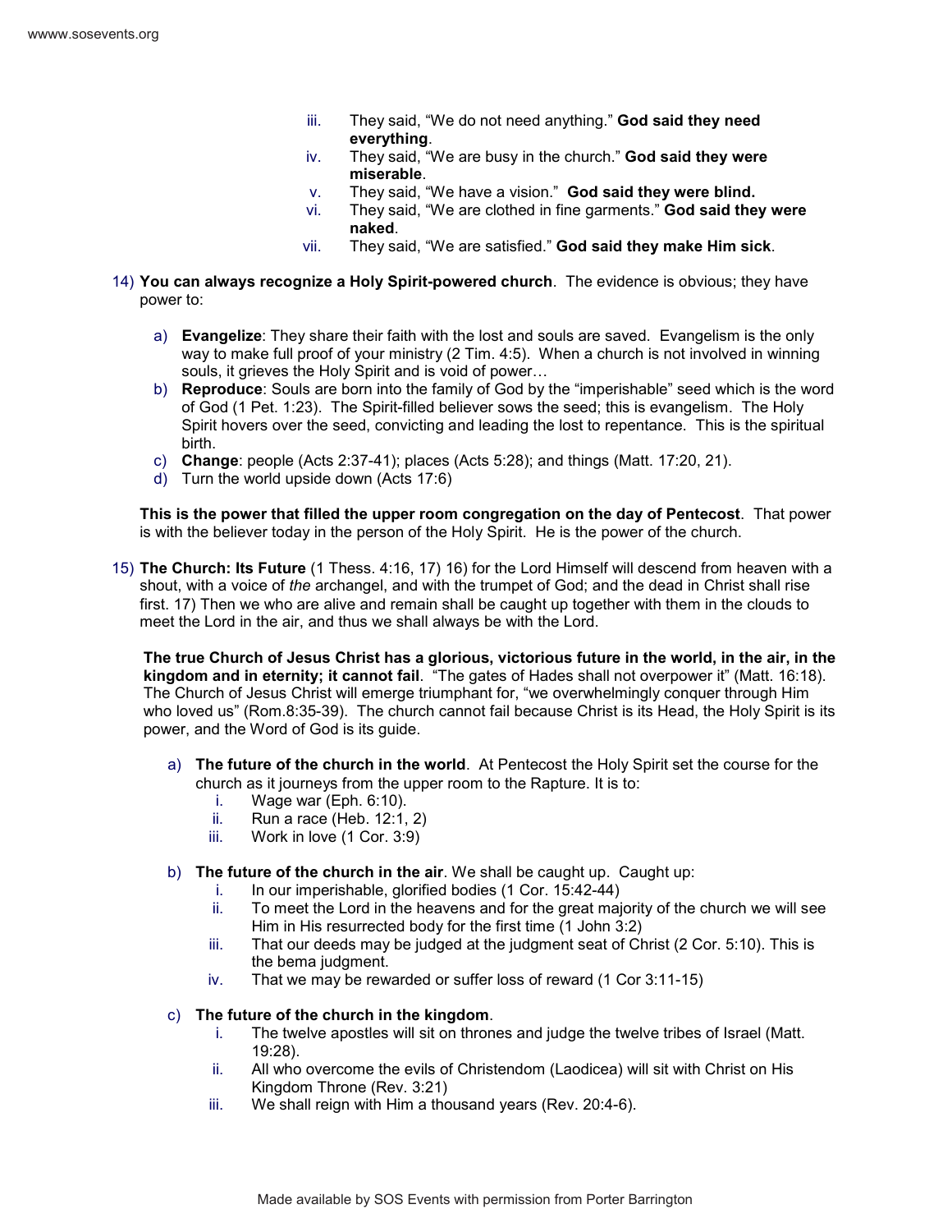iii. They said, "We do not need anything." **God said they need everything**.
iv. They said, "We are busy in the church." **God said they were miserable**.
v. They said, "We have a vision." **God said they were blind.**
vi. They said, "We are clothed in fine garments." **God said they were naked**.
vii. They said, "We are satisfied." **God said they make Him sick**.

14) **You can always recognize a Holy Spirit-powered church**. The evidence is obvious; they have power to:

   a) **Evangelize**: They share their faith with the lost and souls are saved. Evangelism is the only way to make full proof of your ministry (2 Tim. 4:5). When a church is not involved in winning souls, it grieves the Holy Spirit and is void of power…
   b) **Reproduce**: Souls are born into the family of God by the "imperishable" seed which is the word of God (1 Pet. 1:23). The Spirit-filled believer sows the seed; this is evangelism. The Holy Spirit hovers over the seed, convicting and leading the lost to repentance. This is the spiritual birth.
   c) **Change**: people (Acts 2:37-41); places (Acts 5:28); and things (Matt. 17:20, 21).
   d) Turn the world upside down (Acts 17:6)

   **This is the power that filled the upper room congregation on the day of Pentecost**. That power is with the believer today in the person of the Holy Spirit. He is the power of the church.

15) **The Church: Its Future** (1 Thess. 4:16, 17) 16) for the Lord Himself will descend from heaven with a shout, with a voice of *the* archangel, and with the trumpet of God; and the dead in Christ shall rise first. 17) Then we who are alive and remain shall be caught up together with them in the clouds to meet the Lord in the air, and thus we shall always be with the Lord.

   **The true Church of Jesus Christ has a glorious, victorious future in the world, in the air, in the kingdom and in eternity; it cannot fail**. "The gates of Hades shall not overpower it" (Matt. 16:18). The Church of Jesus Christ will emerge triumphant for, "we overwhelmingly conquer through Him who loved us" (Rom.8:35-39). The church cannot fail because Christ is its Head, the Holy Spirit is its power, and the Word of God is its guide.

   a) **The future of the church in the world**. At Pentecost the Holy Spirit set the course for the church as it journeys from the upper room to the Rapture. It is to:
      i. Wage war (Eph. 6:10).
      ii. Run a race (Heb. 12:1, 2)
      iii. Work in love (1 Cor. 3:9)

   b) **The future of the church in the air**. We shall be caught up. Caught up:
      i. In our imperishable, glorified bodies (1 Cor. 15:42-44)
      ii. To meet the Lord in the heavens and for the great majority of the church we will see Him in His resurrected body for the first time (1 John 3:2)
      iii. That our deeds may be judged at the judgment seat of Christ (2 Cor. 5:10). This is the bema judgment.
      iv. That we may be rewarded or suffer loss of reward (1 Cor 3:11-15)

   c) **The future of the church in the kingdom**.
      i. The twelve apostles will sit on thrones and judge the twelve tribes of Israel (Matt. 19:28).
      ii. All who overcome the evils of Christendom (Laodicea) will sit with Christ on His Kingdom Throne (Rev. 3:21)
      iii. We shall reign with Him a thousand years (Rev. 20:4-6).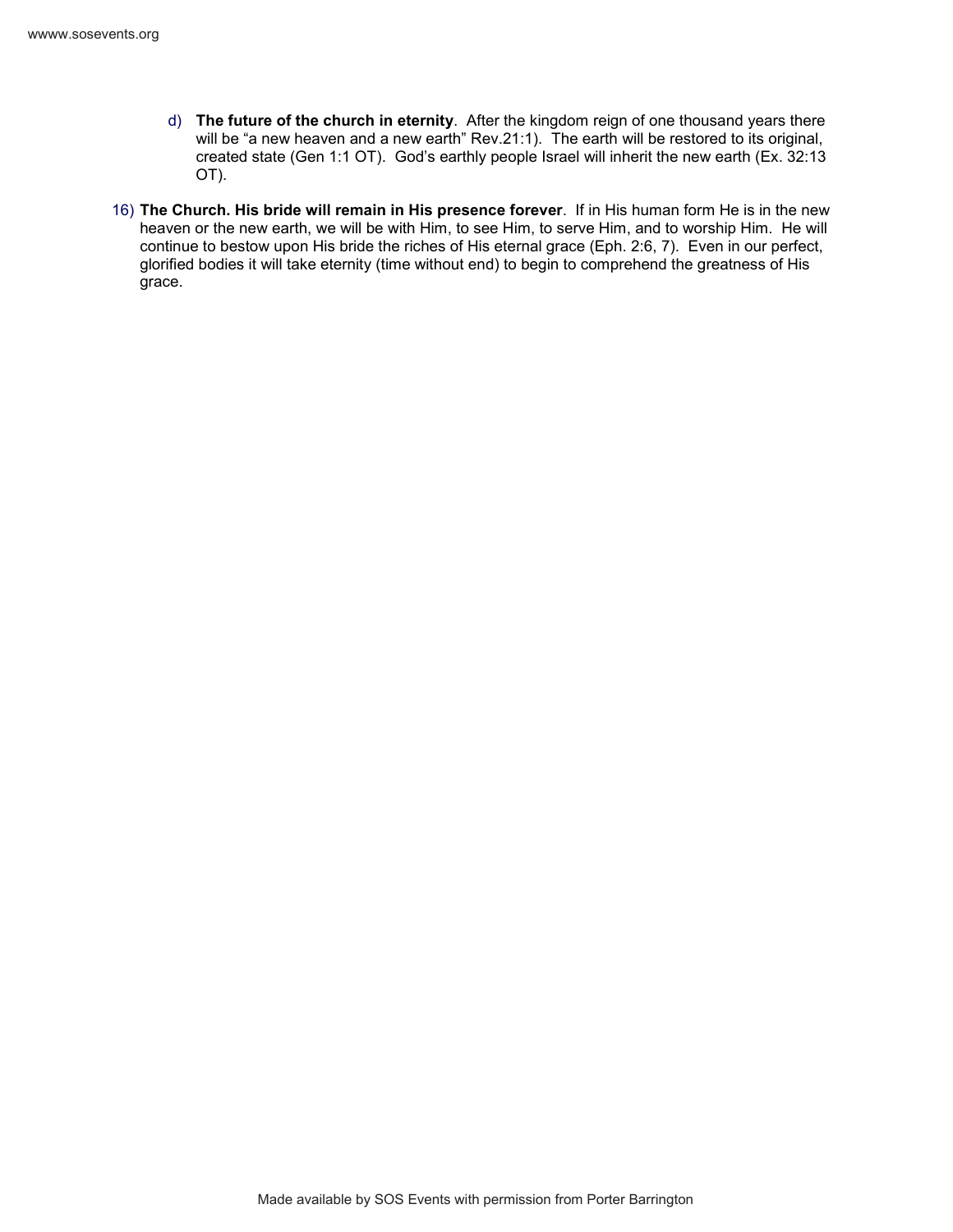d) **The future of the church in eternity**. After the kingdom reign of one thousand years there will be "a new heaven and a new earth" Rev.21:1). The earth will be restored to its original, created state (Gen 1:1 OT). God's earthly people Israel will inherit the new earth (Ex. 32:13 OT).

16) **The Church. His bride will remain in His presence forever**. If in His human form He is in the new heaven or the new earth, we will be with Him, to see Him, to serve Him, and to worship Him. He will continue to bestow upon His bride the riches of His eternal grace (Eph. 2:6, 7). Even in our perfect, glorified bodies it will take eternity (time without end) to begin to comprehend the greatness of His grace.